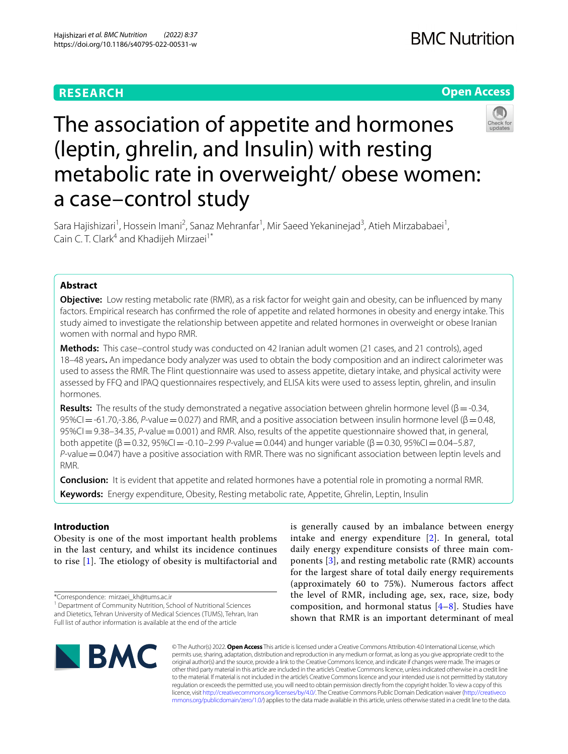RESEARCH

Open Access

# The association of appetite and hormones (leptin, ghrelin, and Insulin) with resting metabolic rate in overweight/ obese women: a case–control study

Sara Hajishizari[1], Hossein Imani[2], Sanaz Mehranfar[1], Mir Saeed Yekaninejad[3], Atieh Mirzababaei[1], Cain C. T. Clark[4] and Khadijeh Mirzaei[1*]

## Abstract

**Objective:** Low resting metabolic rate (RMR), as a risk factor for weight gain and obesity, can be influenced by many factors. Empirical research has confirmed the role of appetite and related hormones in obesity and energy intake. This study aimed to investigate the relationship between appetite and related hormones in overweight or obese Iranian women with normal and hypo RMR.

**Methods:** This case–control study was conducted on 42 Iranian adult women (21 cases, and 21 controls), aged 18–48 years**.** An impedance body analyzer was used to obtain the body composition and an indirect calorimeter was used to assess the RMR. The Flint questionnaire was used to assess appetite, dietary intake, and physical activity were assessed by FFQ and IPAQ questionnaires respectively, and ELISA kits were used to assess leptin, ghrelin, and insulin hormones.

**Results:** The results of the study demonstrated a negative association between ghrelin hormone level (β = -0.34, 95%CI = -61.70,-3.86, *P*-value = 0.027) and RMR, and a positive association between insulin hormone level (β = 0.48, 95%CI = 9.38–34.35, *P*-value = 0.001) and RMR. Also, results of the appetite questionnaire showed that, in general, both appetite (β = 0.32, 95%CI = -0.10–2.99 *P*-value = 0.044) and hunger variable (β = 0.30, 95%CI = 0.04–5.87, *P*-value = 0.047) have a positive association with RMR. There was no significant association between leptin levels and RMR.

**Conclusion:** It is evident that appetite and related hormones have a potential role in promoting a normal RMR.

**Keywords:** Energy expenditure, Obesity, Resting metabolic rate, Appetite, Ghrelin, Leptin, Insulin

## Introduction

Obesity is one of the most important health problems in the last century, and whilst its incidence continues to rise [1]. The etiology of obesity is multifactorial and is generally caused by an imbalance between energy intake and energy expenditure [2]. In general, total daily energy expenditure consists of three main components [3], and resting metabolic rate (RMR) accounts for the largest share of total daily energy requirements (approximately 60 to 75%). Numerous factors affect the level of RMR, including age, sex, race, size, body composition, and hormonal status [4–8]. Studies have shown that RMR is an important determinant of meal

*Correspondence: mirzaei_kh@tums.ac.ir

[1] Department of Community Nutrition, School of Nutritional Sciences and Dietetics, Tehran University of Medical Sciences (TUMS), Tehran, Iran
Full list of author information is available at the end of the article

© The Author(s) 2022. **Open Access** This article is licensed under a Creative Commons Attribution 4.0 International License, which permits use, sharing, adaptation, distribution and reproduction in any medium or format, as long as you give appropriate credit to the original author(s) and the source, provide a link to the Creative Commons licence, and indicate if changes were made. The images or other third party material in this article are included in the article's Creative Commons licence, unless indicated otherwise in a credit line to the material. If material is not included in the article's Creative Commons licence and your intended use is not permitted by statutory regulation or exceeds the permitted use, you will need to obtain permission directly from the copyright holder. To view a copy of this licence, visit http://creativecommons.org/licenses/by/4.0/. The Creative Commons Public Domain Dedication waiver (http://creativecommons.org/publicdomain/zero/1.0/) applies to the data made available in this article, unless otherwise stated in a credit line to the data.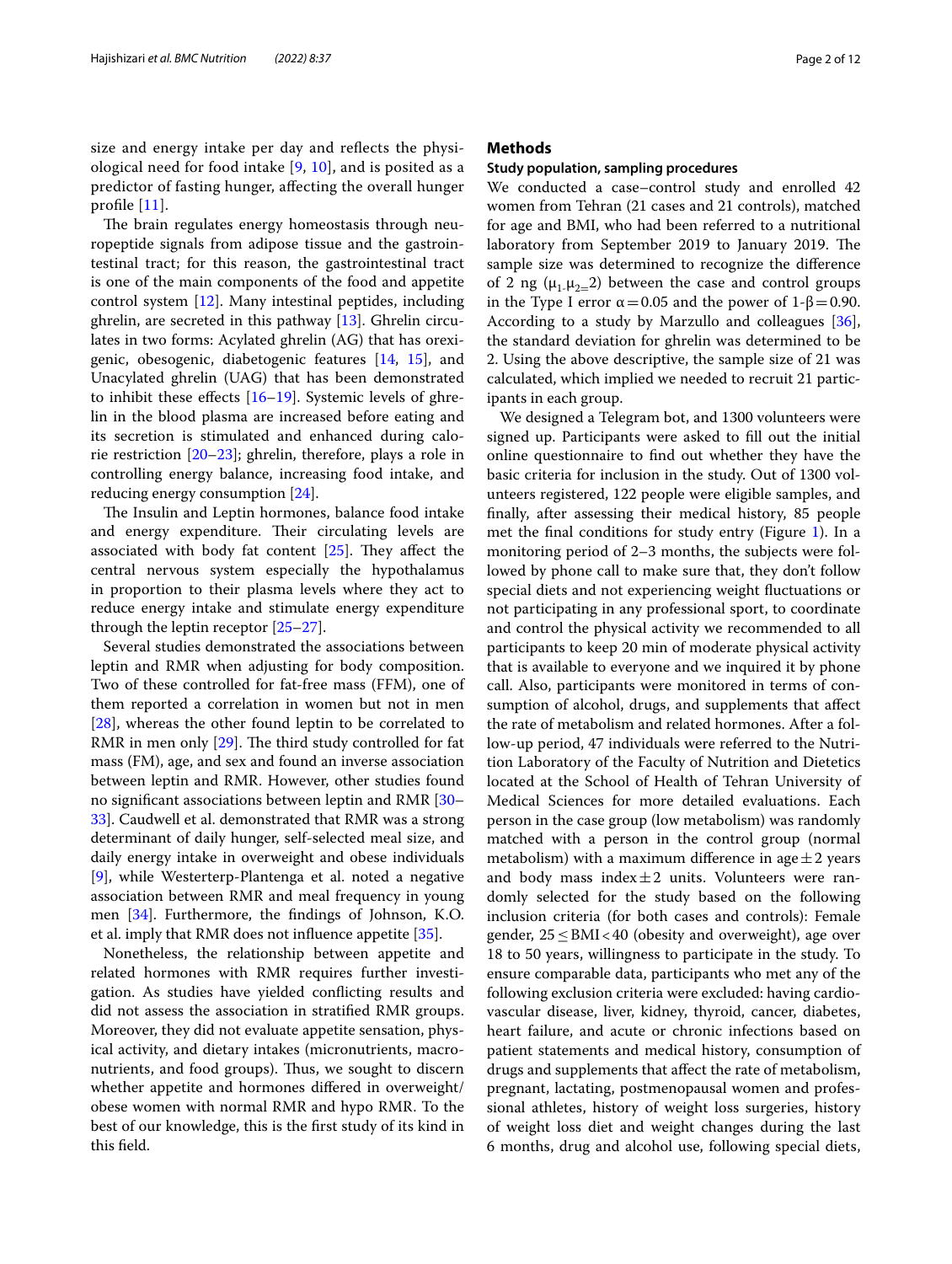size and energy intake per day and reflects the physiological need for food intake [9, 10], and is posited as a predictor of fasting hunger, affecting the overall hunger profile [11].

The brain regulates energy homeostasis through neuropeptide signals from adipose tissue and the gastrointestinal tract; for this reason, the gastrointestinal tract is one of the main components of the food and appetite control system [12]. Many intestinal peptides, including ghrelin, are secreted in this pathway [13]. Ghrelin circulates in two forms: Acylated ghrelin (AG) that has orexigenic, obesogenic, diabetogenic features [14, 15], and Unacylated ghrelin (UAG) that has been demonstrated to inhibit these effects [16–19]. Systemic levels of ghrelin in the blood plasma are increased before eating and its secretion is stimulated and enhanced during calorie restriction [20–23]; ghrelin, therefore, plays a role in controlling energy balance, increasing food intake, and reducing energy consumption [24].

The Insulin and Leptin hormones, balance food intake and energy expenditure. Their circulating levels are associated with body fat content [25]. They affect the central nervous system especially the hypothalamus in proportion to their plasma levels where they act to reduce energy intake and stimulate energy expenditure through the leptin receptor [25–27].

Several studies demonstrated the associations between leptin and RMR when adjusting for body composition. Two of these controlled for fat-free mass (FFM), one of them reported a correlation in women but not in men [28], whereas the other found leptin to be correlated to RMR in men only [29]. The third study controlled for fat mass (FM), age, and sex and found an inverse association between leptin and RMR. However, other studies found no significant associations between leptin and RMR [30–33]. Caudwell et al. demonstrated that RMR was a strong determinant of daily hunger, self-selected meal size, and daily energy intake in overweight and obese individuals [9], while Westerterp-Plantenga et al. noted a negative association between RMR and meal frequency in young men [34]. Furthermore, the findings of Johnson, K.O. et al. imply that RMR does not influence appetite [35].

Nonetheless, the relationship between appetite and related hormones with RMR requires further investigation. As studies have yielded conflicting results and did not assess the association in stratified RMR groups. Moreover, they did not evaluate appetite sensation, physical activity, and dietary intakes (micronutrients, macronutrients, and food groups). Thus, we sought to discern whether appetite and hormones differed in overweight/obese women with normal RMR and hypo RMR. To the best of our knowledge, this is the first study of its kind in this field.

## Methods

### Study population, sampling procedures

We conducted a case–control study and enrolled 42 women from Tehran (21 cases and 21 controls), matched for age and BMI, who had been referred to a nutritional laboratory from September 2019 to January 2019. The sample size was determined to recognize the difference of 2 ng ($\mu_1 - \mu_2 = 2$) between the case and control groups in the Type I error $\alpha = 0.05$ and the power of $1-\beta = 0.90$. According to a study by Marzullo and colleagues [36], the standard deviation for ghrelin was determined to be 2. Using the above descriptive, the sample size of 21 was calculated, which implied we needed to recruit 21 participants in each group.

We designed a Telegram bot, and 1300 volunteers were signed up. Participants were asked to fill out the initial online questionnaire to find out whether they have the basic criteria for inclusion in the study. Out of 1300 volunteers registered, 122 people were eligible samples, and finally, after assessing their medical history, 85 people met the final conditions for study entry (Figure 1). In a monitoring period of 2–3 months, the subjects were followed by phone call to make sure that, they don't follow special diets and not experiencing weight fluctuations or not participating in any professional sport, to coordinate and control the physical activity we recommended to all participants to keep 20 min of moderate physical activity that is available to everyone and we inquired it by phone call. Also, participants were monitored in terms of consumption of alcohol, drugs, and supplements that affect the rate of metabolism and related hormones. After a follow-up period, 47 individuals were referred to the Nutrition Laboratory of the Faculty of Nutrition and Dietetics located at the School of Health of Tehran University of Medical Sciences for more detailed evaluations. Each person in the case group (low metabolism) was randomly matched with a person in the control group (normal metabolism) with a maximum difference in age ± 2 years and body mass index ± 2 units. Volunteers were randomly selected for the study based on the following inclusion criteria (for both cases and controls): Female gender, $25 \leq \text{BMI} < 40$ (obesity and overweight), age over 18 to 50 years, willingness to participate in the study. To ensure comparable data, participants who met any of the following exclusion criteria were excluded: having cardiovascular disease, liver, kidney, thyroid, cancer, diabetes, heart failure, and acute or chronic infections based on patient statements and medical history, consumption of drugs and supplements that affect the rate of metabolism, pregnant, lactating, postmenopausal women and professional athletes, history of weight loss surgeries, history of weight loss diet and weight changes during the last 6 months, drug and alcohol use, following special diets,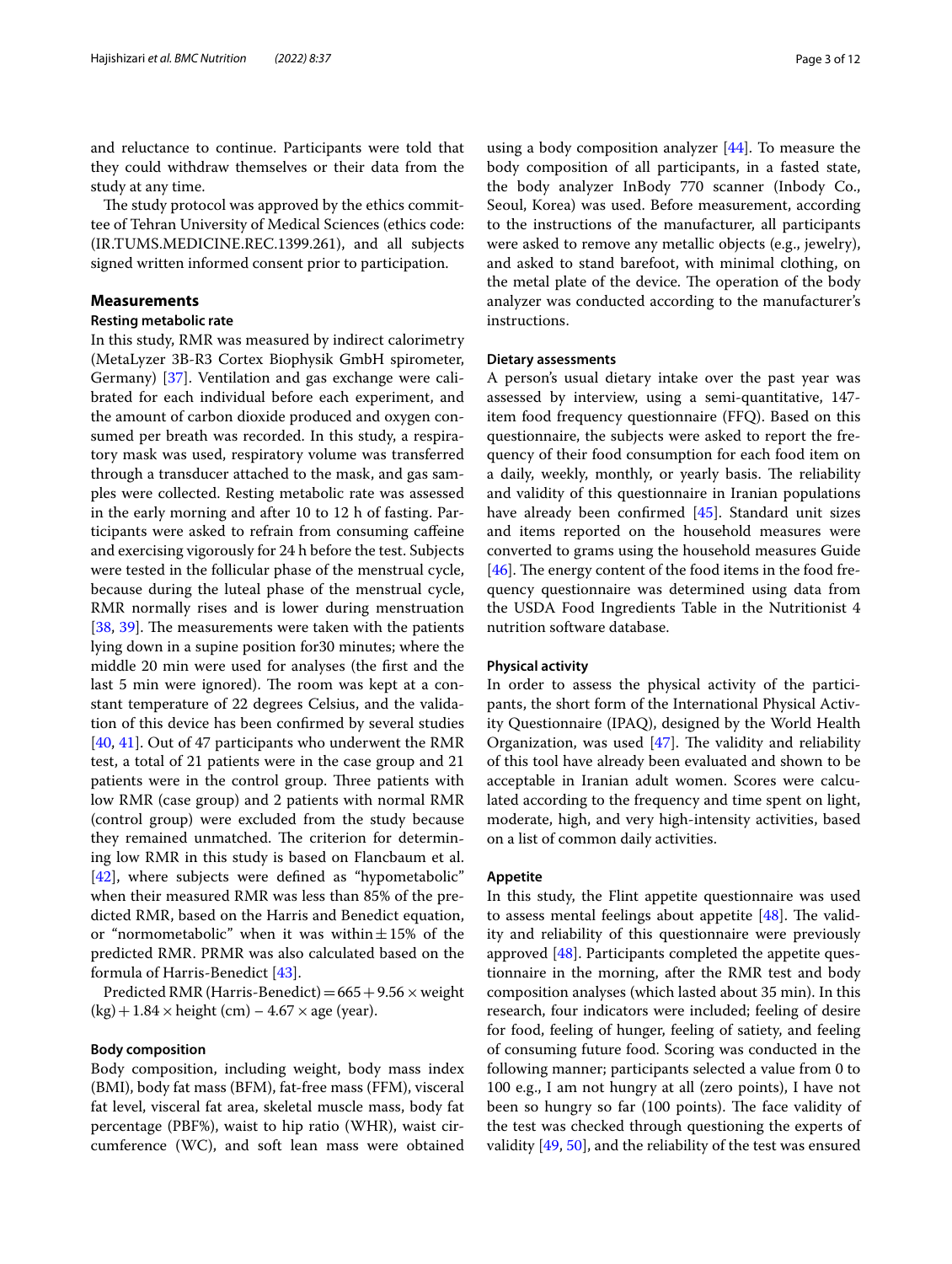and reluctance to continue. Participants were told that they could withdraw themselves or their data from the study at any time.

The study protocol was approved by the ethics committee of Tehran University of Medical Sciences (ethics code: (IR.TUMS.MEDICINE.REC.1399.261), and all subjects signed written informed consent prior to participation.

## Measurements

### Resting metabolic rate

In this study, RMR was measured by indirect calorimetry (MetaLyzer 3B-R3 Cortex Biophysik GmbH spirometer, Germany) [37]. Ventilation and gas exchange were calibrated for each individual before each experiment, and the amount of carbon dioxide produced and oxygen consumed per breath was recorded. In this study, a respiratory mask was used, respiratory volume was transferred through a transducer attached to the mask, and gas samples were collected. Resting metabolic rate was assessed in the early morning and after 10 to 12 h of fasting. Participants were asked to refrain from consuming caffeine and exercising vigorously for 24 h before the test. Subjects were tested in the follicular phase of the menstrual cycle, because during the luteal phase of the menstrual cycle, RMR normally rises and is lower during menstruation [38, 39]. The measurements were taken with the patients lying down in a supine position for30 minutes; where the middle 20 min were used for analyses (the first and the last 5 min were ignored). The room was kept at a constant temperature of 22 degrees Celsius, and the validation of this device has been confirmed by several studies [40, 41]. Out of 47 participants who underwent the RMR test, a total of 21 patients were in the case group and 21 patients were in the control group. Three patients with low RMR (case group) and 2 patients with normal RMR (control group) were excluded from the study because they remained unmatched. The criterion for determining low RMR in this study is based on Flancbaum et al. [42], where subjects were defined as "hypometabolic" when their measured RMR was less than 85% of the predicted RMR, based on the Harris and Benedict equation, or "normometabolic" when it was within ± 15% of the predicted RMR. PRMR was also calculated based on the formula of Harris-Benedict [43].

Predicted RMR (Harris-Benedict) = $665 + 9.56 \times$ weight (kg) $+ 1.84 \times$ height (cm) $- 4.67 \times$ age (year).

### Body composition

Body composition, including weight, body mass index (BMI), body fat mass (BFM), fat-free mass (FFM), visceral fat level, visceral fat area, skeletal muscle mass, body fat percentage (PBF%), waist to hip ratio (WHR), waist circumference (WC), and soft lean mass were obtained using a body composition analyzer [44]. To measure the body composition of all participants, in a fasted state, the body analyzer InBody 770 scanner (Inbody Co., Seoul, Korea) was used. Before measurement, according to the instructions of the manufacturer, all participants were asked to remove any metallic objects (e.g., jewelry), and asked to stand barefoot, with minimal clothing, on the metal plate of the device. The operation of the body analyzer was conducted according to the manufacturer's instructions.

### Dietary assessments

A person's usual dietary intake over the past year was assessed by interview, using a semi-quantitative, 147-item food frequency questionnaire (FFQ). Based on this questionnaire, the subjects were asked to report the frequency of their food consumption for each food item on a daily, weekly, monthly, or yearly basis. The reliability and validity of this questionnaire in Iranian populations have already been confirmed [45]. Standard unit sizes and items reported on the household measures were converted to grams using the household measures Guide [46]. The energy content of the food items in the food frequency questionnaire was determined using data from the USDA Food Ingredients Table in the Nutritionist 4 nutrition software database.

### Physical activity

In order to assess the physical activity of the participants, the short form of the International Physical Activity Questionnaire (IPAQ), designed by the World Health Organization, was used [47]. The validity and reliability of this tool have already been evaluated and shown to be acceptable in Iranian adult women. Scores were calculated according to the frequency and time spent on light, moderate, high, and very high-intensity activities, based on a list of common daily activities.

### Appetite

In this study, the Flint appetite questionnaire was used to assess mental feelings about appetite [48]. The validity and reliability of this questionnaire were previously approved [48]. Participants completed the appetite questionnaire in the morning, after the RMR test and body composition analyses (which lasted about 35 min). In this research, four indicators were included; feeling of desire for food, feeling of hunger, feeling of satiety, and feeling of consuming future food. Scoring was conducted in the following manner; participants selected a value from 0 to 100 e.g., I am not hungry at all (zero points), I have not been so hungry so far (100 points). The face validity of the test was checked through questioning the experts of validity [49, 50], and the reliability of the test was ensured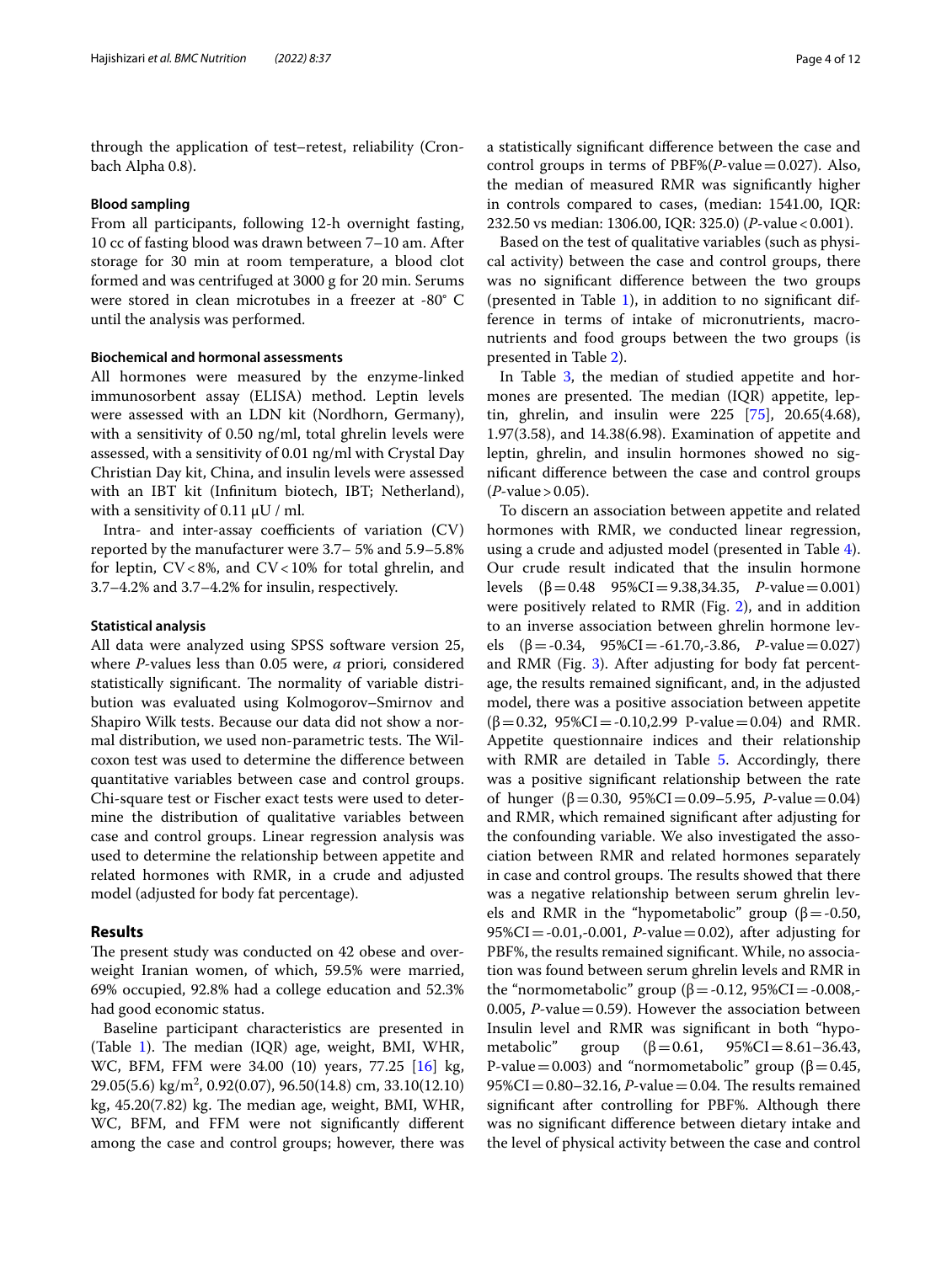through the application of test–retest, reliability (Cronbach Alpha 0.8).

### Blood sampling

From all participants, following 12-h overnight fasting, 10 cc of fasting blood was drawn between 7–10 am. After storage for 30 min at room temperature, a blood clot formed and was centrifuged at 3000 g for 20 min. Serums were stored in clean microtubes in a freezer at -80° C until the analysis was performed.

### Biochemical and hormonal assessments

All hormones were measured by the enzyme-linked immunosorbent assay (ELISA) method. Leptin levels were assessed with an LDN kit (Nordhorn, Germany), with a sensitivity of 0.50 ng/ml, total ghrelin levels were assessed, with a sensitivity of 0.01 ng/ml with Crystal Day Christian Day kit, China, and insulin levels were assessed with an IBT kit (Infinitum biotech, IBT; Netherland), with a sensitivity of 0.11 μU / ml.

Intra- and inter-assay coefficients of variation (CV) reported by the manufacturer were 3.7– 5% and 5.9–5.8% for leptin, CV < 8%, and CV < 10% for total ghrelin, and 3.7–4.2% and 3.7–4.2% for insulin, respectively.

### Statistical analysis

All data were analyzed using SPSS software version 25, where *P*-values less than 0.05 were, *a* priori*,* considered statistically significant. The normality of variable distribution was evaluated using Kolmogorov–Smirnov and Shapiro Wilk tests. Because our data did not show a normal distribution, we used non-parametric tests. The Wilcoxon test was used to determine the difference between quantitative variables between case and control groups. Chi-square test or Fischer exact tests were used to determine the distribution of qualitative variables between case and control groups. Linear regression analysis was used to determine the relationship between appetite and related hormones with RMR, in a crude and adjusted model (adjusted for body fat percentage).

## Results

The present study was conducted on 42 obese and overweight Iranian women, of which, 59.5% were married, 69% occupied, 92.8% had a college education and 52.3% had good economic status.

Baseline participant characteristics are presented in (Table 1). The median (IQR) age, weight, BMI, WHR, WC, BFM, FFM were 34.00 (10) years, 77.25 [16] kg, 29.05(5.6) kg/m$^2$, 0.92(0.07), 96.50(14.8) cm, 33.10(12.10) kg, 45.20(7.82) kg. The median age, weight, BMI, WHR, WC, BFM, and FFM were not significantly different among the case and control groups; however, there was a statistically significant difference between the case and control groups in terms of PBF%(*P*-value = 0.027). Also, the median of measured RMR was significantly higher in controls compared to cases, (median: 1541.00, IQR: 232.50 vs median: 1306.00, IQR: 325.0) (*P*-value < 0.001).

Based on the test of qualitative variables (such as physical activity) between the case and control groups, there was no significant difference between the two groups (presented in Table 1), in addition to no significant difference in terms of intake of micronutrients, macronutrients and food groups between the two groups (is presented in Table 2).

In Table 3, the median of studied appetite and hormones are presented. The median (IQR) appetite, leptin, ghrelin, and insulin were 225 [75], 20.65(4.68), 1.97(3.58), and 14.38(6.98). Examination of appetite and leptin, ghrelin, and insulin hormones showed no significant difference between the case and control groups (*P*-value > 0.05).

To discern an association between appetite and related hormones with RMR, we conducted linear regression, using a crude and adjusted model (presented in Table 4). Our crude result indicated that the insulin hormone levels ($\beta = 0.48$ 95%CI = 9.38,34.35, *P*-value = 0.001) were positively related to RMR (Fig. 2), and in addition to an inverse association between ghrelin hormone levels ($\beta = -0.34$, 95%CI = -61.70,-3.86, *P*-value = 0.027) and RMR (Fig. 3). After adjusting for body fat percentage, the results remained significant, and, in the adjusted model, there was a positive association between appetite ($\beta = 0.32$, 95%CI = -0.10,2.99 P-value = 0.04) and RMR. Appetite questionnaire indices and their relationship with RMR are detailed in Table 5. Accordingly, there was a positive significant relationship between the rate of hunger ($\beta = 0.30$, 95%CI = 0.09–5.95, *P*-value = 0.04) and RMR, which remained significant after adjusting for the confounding variable. We also investigated the association between RMR and related hormones separately in case and control groups. The results showed that there was a negative relationship between serum ghrelin levels and RMR in the "hypometabolic" group ($\beta = -0.50$, 95%CI = -0.01,-0.001, *P*-value = 0.02), after adjusting for PBF%, the results remained significant. While, no association was found between serum ghrelin levels and RMR in the "normometabolic" group ($\beta = -0.12$, 95%CI = -0.008,-0.005, *P*-value = 0.59). However the association between Insulin level and RMR was significant in both "hypometabolic" group ($\beta = 0.61$, 95%CI = 8.61–36.43, P-value = 0.003) and "normometabolic" group ($\beta = 0.45$, 95%CI = 0.80–32.16, *P*-value = 0.04. The results remained significant after controlling for PBF%. Although there was no significant difference between dietary intake and the level of physical activity between the case and control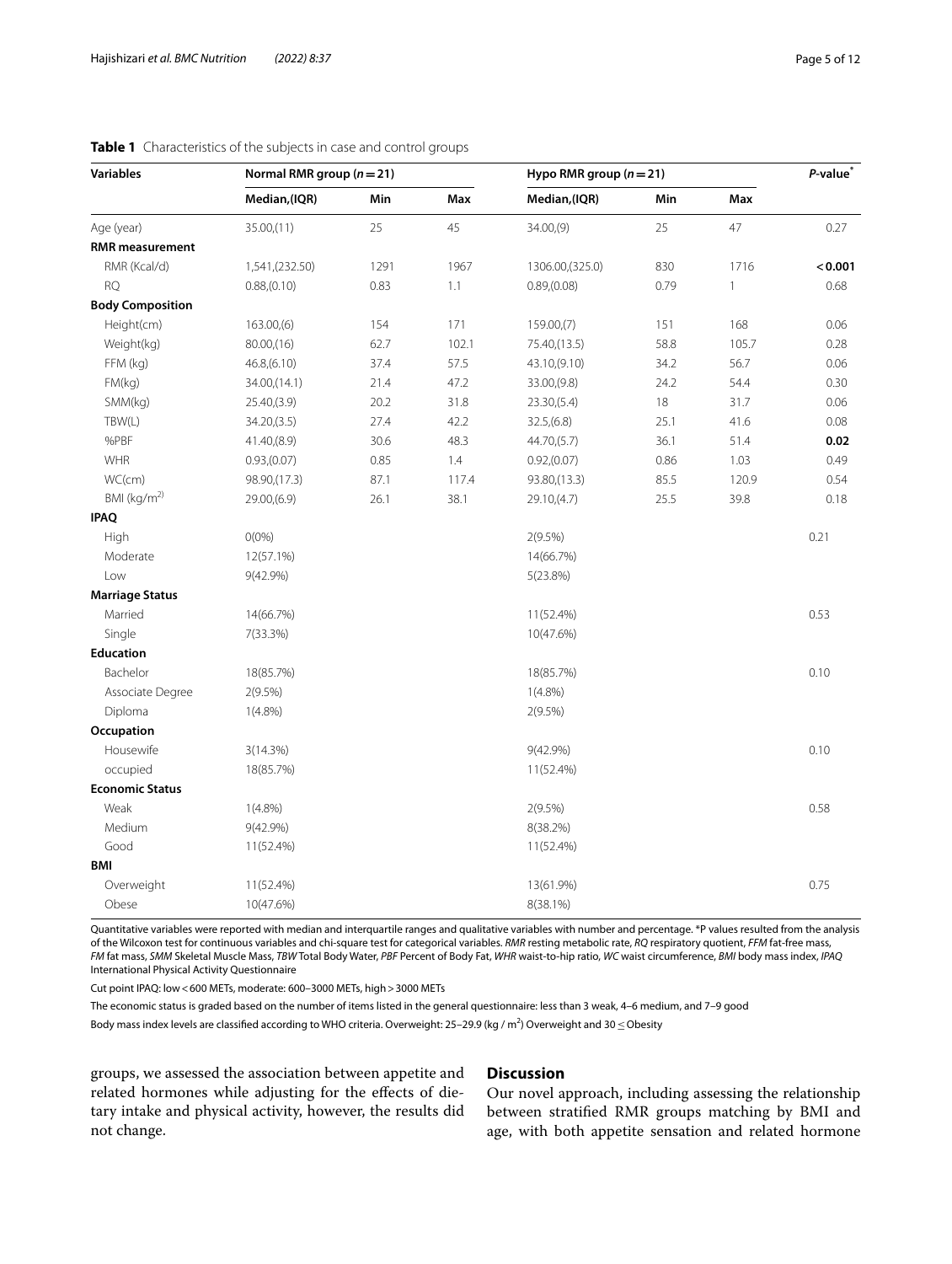**Table 1** Characteristics of the subjects in case and control groups

| Variables | Normal RMR group ($n=21$) | | | Hypo RMR group ($n=21$) | | | *P*-value* |
|---|---|---|---|---|---|---|---|
| | Median,(IQR) | Min | Max | Median,(IQR) | Min | Max | |
| Age (year) | 35.00,(11) | 25 | 45 | 34.00,(9) | 25 | 47 | 0.27 |
| **RMR measurement** | | | | | | | |
| RMR (Kcal/d) | 1,541,(232.50) | 1291 | 1967 | 1306.00,(325.0) | 830 | 1716 | **< 0.001** |
| RQ | 0.88,(0.10) | 0.83 | 1.1 | 0.89,(0.08) | 0.79 | 1 | 0.68 |
| **Body Composition** | | | | | | | |
| Height(cm) | 163.00,(6) | 154 | 171 | 159.00,(7) | 151 | 168 | 0.06 |
| Weight(kg) | 80.00,(16) | 62.7 | 102.1 | 75.40,(13.5) | 58.8 | 105.7 | 0.28 |
| FFM (kg) | 46.8,(6.10) | 37.4 | 57.5 | 43.10,(9.10) | 34.2 | 56.7 | 0.06 |
| FM(kg) | 34.00,(14.1) | 21.4 | 47.2 | 33.00,(9.8) | 24.2 | 54.4 | 0.30 |
| SMM(kg) | 25.40,(3.9) | 20.2 | 31.8 | 23.30,(5.4) | 18 | 31.7 | 0.06 |
| TBW(L) | 34.20,(3.5) | 27.4 | 42.2 | 32.5,(6.8) | 25.1 | 41.6 | 0.08 |
| %PBF | 41.40,(8.9) | 30.6 | 48.3 | 44.70,(5.7) | 36.1 | 51.4 | **0.02** |
| WHR | 0.93,(0.07) | 0.85 | 1.4 | 0.92,(0.07) | 0.86 | 1.03 | 0.49 |
| WC(cm) | 98.90,(17.3) | 87.1 | 117.4 | 93.80,(13.3) | 85.5 | 120.9 | 0.54 |
| BMI (kg/m$^{2)}$ | 29.00,(6.9) | 26.1 | 38.1 | 29.10,(4.7) | 25.5 | 39.8 | 0.18 |
| **IPAQ** | | | | | | | |
| High | 0(0%) | | | 2(9.5%) | | | 0.21 |
| Moderate | 12(57.1%) | | | 14(66.7%) | | | |
| Low | 9(42.9%) | | | 5(23.8%) | | | |
| **Marriage Status** | | | | | | | |
| Married | 14(66.7%) | | | 11(52.4%) | | | 0.53 |
| Single | 7(33.3%) | | | 10(47.6%) | | | |
| **Education** | | | | | | | |
| Bachelor | 18(85.7%) | | | 18(85.7%) | | | 0.10 |
| Associate Degree | 2(9.5%) | | | 1(4.8%) | | | |
| Diploma | 1(4.8%) | | | 2(9.5%) | | | |
| **Occupation** | | | | | | | |
| Housewife | 3(14.3%) | | | 9(42.9%) | | | 0.10 |
| occupied | 18(85.7%) | | | 11(52.4%) | | | |
| **Economic Status** | | | | | | | |
| Weak | 1(4.8%) | | | 2(9.5%) | | | 0.58 |
| Medium | 9(42.9%) | | | 8(38.2%) | | | |
| Good | 11(52.4%) | | | 11(52.4%) | | | |
| **BMI** | | | | | | | |
| Overweight | 11(52.4%) | | | 13(61.9%) | | | 0.75 |
| Obese | 10(47.6%) | | | 8(38.1%) | | | |

Quantitative variables were reported with median and interquartile ranges and qualitative variables with number and percentage. *P values resulted from the analysis of the Wilcoxon test for continuous variables and chi-square test for categorical variables. *RMR* resting metabolic rate, *RQ* respiratory quotient, *FFM* fat-free mass, *FM* fat mass, *SMM* Skeletal Muscle Mass, *TBW* Total Body Water, *PBF* Percent of Body Fat, *WHR* waist-to-hip ratio, *WC* waist circumference, *BMI* body mass index, *IPAQ* International Physical Activity Questionnaire

Cut point IPAQ: low < 600 METs, moderate: 600–3000 METs, high > 3000 METs

The economic status is graded based on the number of items listed in the general questionnaire: less than 3 weak, 4–6 medium, and 7–9 good

Body mass index levels are classified according to WHO criteria. Overweight: 25–29.9 (kg / m$^2$) Overweight and 30 ≤ Obesity

groups, we assessed the association between appetite and related hormones while adjusting for the effects of dietary intake and physical activity, however, the results did not change.

## Discussion

Our novel approach, including assessing the relationship between stratified RMR groups matching by BMI and age, with both appetite sensation and related hormone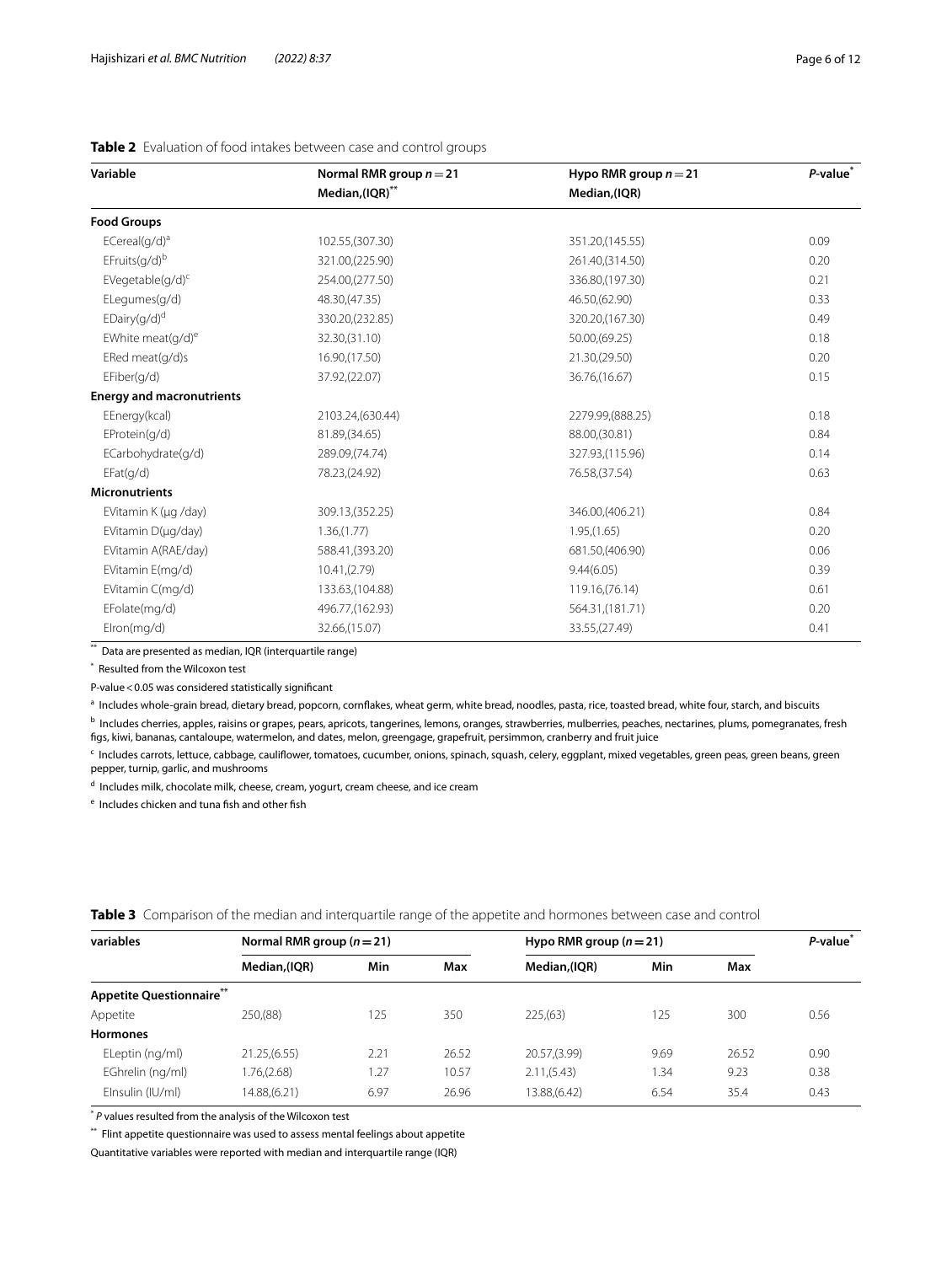**Table 2** Evaluation of food intakes between case and control groups

| Variable | Normal RMR group $n = 21$ Median,(IQR)** | Hypo RMR group $n = 21$ Median,(IQR) | *P*-value* |
|---|---|---|---|
| **Food Groups** | | | |
| ECereal(g/d)[a] | 102.55,(307.30) | 351.20,(145.55) | 0.09 |
| EFruits(g/d)[b] | 321.00,(225.90) | 261.40,(314.50) | 0.20 |
| EVegetable(g/d)[c] | 254.00,(277.50) | 336.80,(197.30) | 0.21 |
| ELegumes(g/d) | 48.30,(47.35) | 46.50,(62.90) | 0.33 |
| EDairy(g/d)[d] | 330.20,(232.85) | 320.20,(167.30) | 0.49 |
| EWhite meat(g/d)[e] | 32.30,(31.10) | 50.00,(69.25) | 0.18 |
| ERed meat(g/d)s | 16.90,(17.50) | 21.30,(29.50) | 0.20 |
| EFiber(g/d) | 37.92,(22.07) | 36.76,(16.67) | 0.15 |
| **Energy and macronutrients** | | | |
| EEnergy(kcal) | 2103.24,(630.44) | 2279.99,(888.25) | 0.18 |
| EProtein(g/d) | 81.89,(34.65) | 88.00,(30.81) | 0.84 |
| ECarbohydrate(g/d) | 289.09,(74.74) | 327.93,(115.96) | 0.14 |
| EFat(g/d) | 78.23,(24.92) | 76.58,(37.54) | 0.63 |
| **Micronutrients** | | | |
| EVitamin K (µg /day) | 309.13,(352.25) | 346.00,(406.21) | 0.84 |
| EVitamin D(µg/day) | 1.36,(1.77) | 1.95,(1.65) | 0.20 |
| EVitamin A(RAE/day) | 588.41,(393.20) | 681.50,(406.90) | 0.06 |
| EVitamin E(mg/d) | 10.41,(2.79) | 9.44(6.05) | 0.39 |
| EVitamin C(mg/d) | 133.63,(104.88) | 119.16,(76.14) | 0.61 |
| EFolate(mg/d) | 496.77,(162.93) | 564.31,(181.71) | 0.20 |
| EIron(mg/d) | 32.66,(15.07) | 33.55,(27.49) | 0.41 |

** Data are presented as median, IQR (interquartile range)

* Resulted from the Wilcoxon test

P-value < 0.05 was considered statistically significant

[a] Includes whole-grain bread, dietary bread, popcorn, cornflakes, wheat germ, white bread, noodles, pasta, rice, toasted bread, white four, starch, and biscuits

[b] Includes cherries, apples, raisins or grapes, pears, apricots, tangerines, lemons, oranges, strawberries, mulberries, peaches, nectarines, plums, pomegranates, fresh figs, kiwi, bananas, cantaloupe, watermelon, and dates, melon, greengage, grapefruit, persimmon, cranberry and fruit juice

[c] Includes carrots, lettuce, cabbage, cauliflower, tomatoes, cucumber, onions, spinach, squash, celery, eggplant, mixed vegetables, green peas, green beans, green pepper, turnip, garlic, and mushrooms

[d] Includes milk, chocolate milk, cheese, cream, yogurt, cream cheese, and ice cream

[e] Includes chicken and tuna fish and other fish

**Table 3** Comparison of the median and interquartile range of the appetite and hormones between case and control

| variables | Normal RMR group ($n = 21$) | | | Hypo RMR group ($n = 21$) | | | *P*-value* |
|---|---|---|---|---|---|---|---|
| | Median,(IQR) | Min | Max | Median,(IQR) | Min | Max | |
| **Appetite Questionnaire**** | | | | | | | |
| Appetite | 250,(88) | 125 | 350 | 225,(63) | 125 | 300 | 0.56 |
| **Hormones** | | | | | | | |
| ELeptin (ng/ml) | 21.25,(6.55) | 2.21 | 26.52 | 20.57,(3.99) | 9.69 | 26.52 | 0.90 |
| EGhrelin (ng/ml) | 1.76,(2.68) | 1.27 | 10.57 | 2.11,(5.43) | 1.34 | 9.23 | 0.38 |
| EInsulin (IU/ml) | 14.88,(6.21) | 6.97 | 26.96 | 13.88,(6.42) | 6.54 | 35.4 | 0.43 |

* *P* values resulted from the analysis of the Wilcoxon test

** Flint appetite questionnaire was used to assess mental feelings about appetite

Quantitative variables were reported with median and interquartile range (IQR)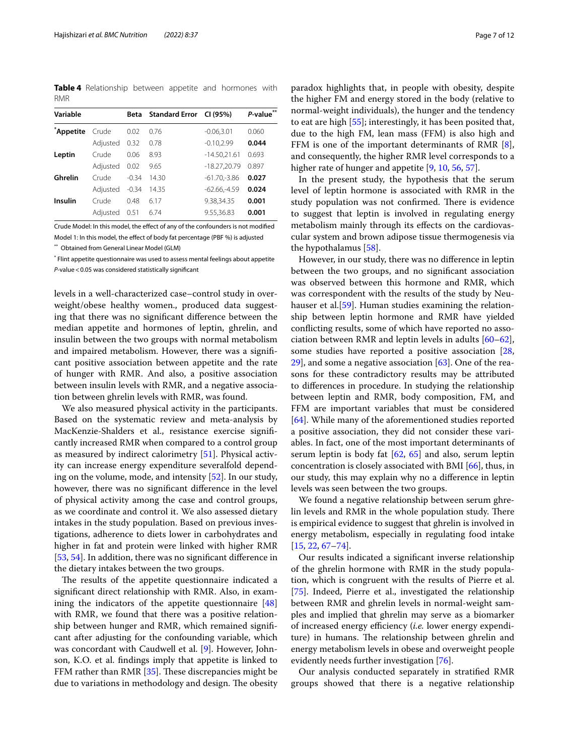**Table 4** Relationship between appetite and hormones with RMR

| Variable | | Beta | Standard Error | CI (95%) | *P*-value[**] |
|---|---|---|---|---|---|
| [*]**Appetite** | Crude | 0.02 | 0.76 | -0.06,3.01 | 0.060 |
| | Adjusted | 0.32 | 0.78 | -0.10,2.99 | **0.044** |
| **Leptin** | Crude | 0.06 | 8.93 | -14.50,21.61 | 0.693 |
| | Adjusted | 0.02 | 9.65 | -18.27,20.79 | 0.897 |
| **Ghrelin** | Crude | -0.34 | 14.30 | -61.70,-3.86 | **0.027** |
| | Adjusted | -0.34 | 14.35 | -62.66,-4.59 | **0.024** |
| **Insulin** | Crude | 0.48 | 6.17 | 9.38,34.35 | **0.001** |
| | Adjusted | 0.51 | 6.74 | 9.55,36.83 | **0.001** |

Crude Model: In this model, the effect of any of the confounders is not modified

Model 1: In this model, the effect of body fat percentage (PBF %) is adjusted

[**] Obtained from General Linear Model (GLM)

[*] Flint appetite questionnaire was used to assess mental feelings about appetite

*P*-value < 0.05 was considered statistically significant

levels in a well-characterized case–control study in overweight/obese healthy women., produced data suggesting that there was no significant difference between the median appetite and hormones of leptin, ghrelin, and insulin between the two groups with normal metabolism and impaired metabolism. However, there was a significant positive association between appetite and the rate of hunger with RMR. And also, a positive association between insulin levels with RMR, and a negative association between ghrelin levels with RMR, was found.

We also measured physical activity in the participants. Based on the systematic review and meta-analysis by MacKenzie-Shalders et al., resistance exercise significantly increased RMR when compared to a control group as measured by indirect calorimetry [51]. Physical activity can increase energy expenditure severalfold depending on the volume, mode, and intensity [52]. In our study, however, there was no significant difference in the level of physical activity among the case and control groups, as we coordinate and control it. We also assessed dietary intakes in the study population. Based on previous investigations, adherence to diets lower in carbohydrates and higher in fat and protein were linked with higher RMR [53, 54]. In addition, there was no significant difference in the dietary intakes between the two groups.

The results of the appetite questionnaire indicated a significant direct relationship with RMR. Also, in examining the indicators of the appetite questionnaire [48] with RMR, we found that there was a positive relationship between hunger and RMR, which remained significant after adjusting for the confounding variable, which was concordant with Caudwell et al. [9]. However, Johnson, K.O. et al. findings imply that appetite is linked to FFM rather than RMR [35]. These discrepancies might be due to variations in methodology and design. The obesity paradox highlights that, in people with obesity, despite the higher FM and energy stored in the body (relative to normal-weight individuals), the hunger and the tendency to eat are high [55]; interestingly, it has been posited that, due to the high FM, lean mass (FFM) is also high and FFM is one of the important determinants of RMR [8], and consequently, the higher RMR level corresponds to a higher rate of hunger and appetite [9, 10, 56, 57].

In the present study, the hypothesis that the serum level of leptin hormone is associated with RMR in the study population was not confirmed. There is evidence to suggest that leptin is involved in regulating energy metabolism mainly through its effects on the cardiovascular system and brown adipose tissue thermogenesis via the hypothalamus [58].

However, in our study, there was no difference in leptin between the two groups, and no significant association was observed between this hormone and RMR, which was correspondent with the results of the study by Neuhauser et al.[59]. Human studies examining the relationship between leptin hormone and RMR have yielded conflicting results, some of which have reported no association between RMR and leptin levels in adults [60–62], some studies have reported a positive association [28, 29], and some a negative association [63]. One of the reasons for these contradictory results may be attributed to differences in procedure. In studying the relationship between leptin and RMR, body composition, FM, and FFM are important variables that must be considered [64]. While many of the aforementioned studies reported a positive association, they did not consider these variables. In fact, one of the most important determinants of serum leptin is body fat [62, 65] and also, serum leptin concentration is closely associated with BMI [66], thus, in our study, this may explain why no a difference in leptin levels was seen between the two groups.

We found a negative relationship between serum ghrelin levels and RMR in the whole population study. There is empirical evidence to suggest that ghrelin is involved in energy metabolism, especially in regulating food intake [15, 22, 67–74].

Our results indicated a significant inverse relationship of the ghrelin hormone with RMR in the study population, which is congruent with the results of Pierre et al. [75]. Indeed, Pierre et al., investigated the relationship between RMR and ghrelin levels in normal-weight samples and implied that ghrelin may serve as a biomarker of increased energy efficiency (*i.e.* lower energy expenditure) in humans. The relationship between ghrelin and energy metabolism levels in obese and overweight people evidently needs further investigation [76].

Our analysis conducted separately in stratified RMR groups showed that there is a negative relationship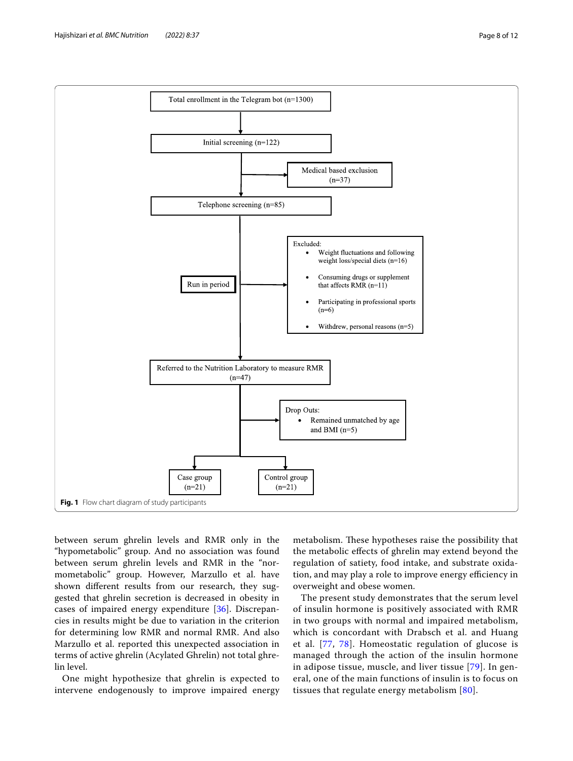Total enrollment in the Telegram bot (n=1300)

Initial screening (n=122)

Medical based exclusion (n=37)

Telephone screening (n=85)

Run in period

Excluded:

- Weight fluctuations and following weight loss/special diets (n=16)
- Consuming drugs or supplement that affects RMR (n=11)
- Participating in professional sports (n=6)
- Withdrew, personal reasons (n=5)

Referred to the Nutrition Laboratory to measure RMR (n=47)

Drop Outs:

- Remained unmatched by age and BMI (n=5)

Case group (n=21)

Control group (n=21)

**Fig. 1** Flow chart diagram of study participants

between serum ghrelin levels and RMR only in the "hypometabolic" group. And no association was found between serum ghrelin levels and RMR in the "normometabolic" group. However, Marzullo et al. have shown different results from our research, they suggested that ghrelin secretion is decreased in obesity in cases of impaired energy expenditure [36]. Discrepancies in results might be due to variation in the criterion for determining low RMR and normal RMR. And also Marzullo et al. reported this unexpected association in terms of active ghrelin (Acylated Ghrelin) not total ghrelin level.

One might hypothesize that ghrelin is expected to intervene endogenously to improve impaired energy metabolism. These hypotheses raise the possibility that the metabolic effects of ghrelin may extend beyond the regulation of satiety, food intake, and substrate oxidation, and may play a role to improve energy efficiency in overweight and obese women.

The present study demonstrates that the serum level of insulin hormone is positively associated with RMR in two groups with normal and impaired metabolism, which is concordant with Drabsch et al. and Huang et al. [77, 78]. Homeostatic regulation of glucose is managed through the action of the insulin hormone in adipose tissue, muscle, and liver tissue [79]. In general, one of the main functions of insulin is to focus on tissues that regulate energy metabolism [80].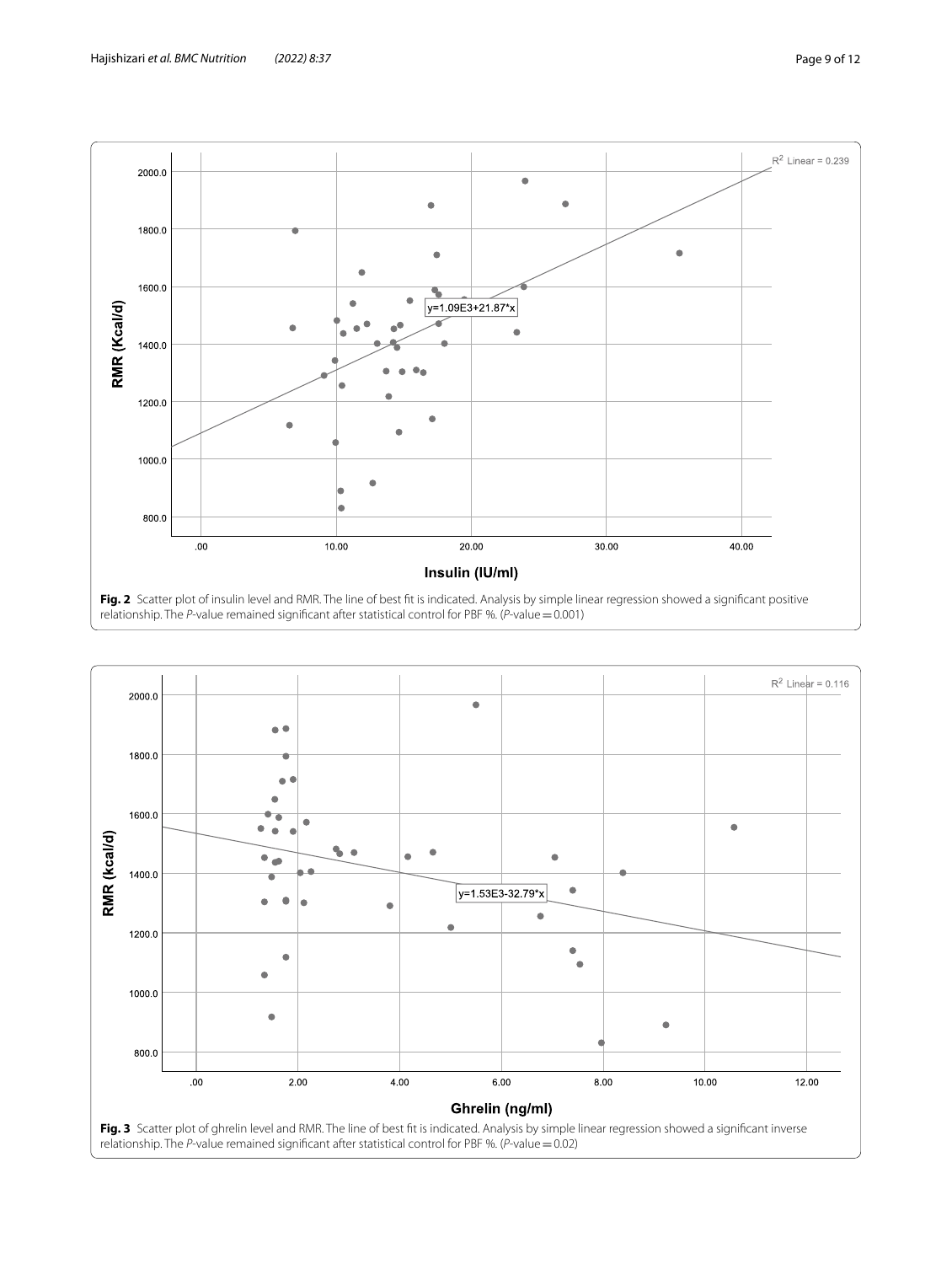**Fig. 2** Scatter plot of insulin level and RMR. The line of best fit is indicated. Analysis by simple linear regression showed a significant positive relationship. The *P*-value remained significant after statistical control for PBF %. (*P*-value = 0.001)

**Fig. 3** Scatter plot of ghrelin level and RMR. The line of best fit is indicated. Analysis by simple linear regression showed a significant inverse relationship. The *P*-value remained significant after statistical control for PBF %. (*P*-value = 0.02)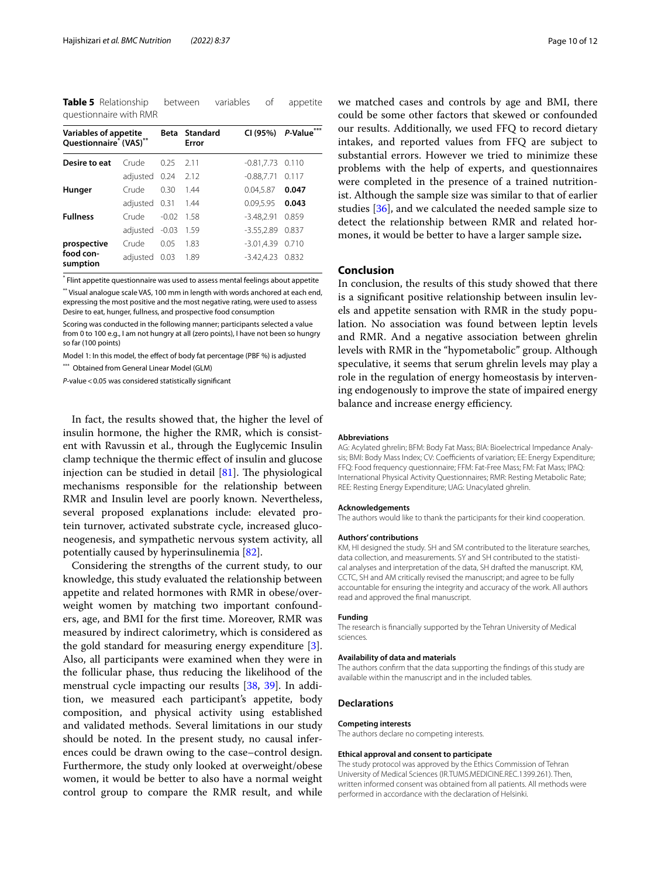**Table 5** Relationship between variables of appetite questionnaire with RMR

| Variables of appetite Questionnaire[*] (VAS)[**] | | Beta | Standard Error | CI (95%) | *P*-Value[***] |
|---|---|---|---|---|---|
| **Desire to eat** | Crude | 0.25 | 2.11 | -0.81,7.73 | 0.110 |
| | adjusted | 0.24 | 2.12 | -0.88,7.71 | 0.117 |
| **Hunger** | Crude | 0.30 | 1.44 | 0.04,5.87 | **0.047** |
| | adjusted | 0.31 | 1.44 | 0.09,5.95 | **0.043** |
| **Fullness** | Crude | -0.02 | 1.58 | -3.48,2.91 | 0.859 |
| | adjusted | -0.03 | 1.59 | -3.55,2.89 | 0.837 |
| **prospective food consumption** | Crude | 0.05 | 1.83 | -3.01,4.39 | 0.710 |
| | adjusted | 0.03 | 1.89 | -3.42,4.23 | 0.832 |

[*] Flint appetite questionnaire was used to assess mental feelings about appetite

[**] Visual analogue scale VAS, 100 mm in length with words anchored at each end, expressing the most positive and the most negative rating, were used to assess Desire to eat, hunger, fullness, and prospective food consumption

Scoring was conducted in the following manner; participants selected a value from 0 to 100 e.g., I am not hungry at all (zero points), I have not been so hungry so far (100 points)

Model 1: In this model, the effect of body fat percentage (PBF %) is adjusted

[***] Obtained from General Linear Model (GLM)

*P*-value < 0.05 was considered statistically significant

In fact, the results showed that, the higher the level of insulin hormone, the higher the RMR, which is consistent with Ravussin et al., through the Euglycemic Insulin clamp technique the thermic effect of insulin and glucose injection can be studied in detail [81]. The physiological mechanisms responsible for the relationship between RMR and Insulin level are poorly known. Nevertheless, several proposed explanations include: elevated protein turnover, activated substrate cycle, increased gluconeogenesis, and sympathetic nervous system activity, all potentially caused by hyperinsulinemia [82].

Considering the strengths of the current study, to our knowledge, this study evaluated the relationship between appetite and related hormones with RMR in obese/overweight women by matching two important confounders, age, and BMI for the first time. Moreover, RMR was measured by indirect calorimetry, which is considered as the gold standard for measuring energy expenditure [3]. Also, all participants were examined when they were in the follicular phase, thus reducing the likelihood of the menstrual cycle impacting our results [38, 39]. In addition, we measured each participant's appetite, body composition, and physical activity using established and validated methods. Several limitations in our study should be noted. In the present study, no causal inferences could be drawn owing to the case–control design. Furthermore, the study only looked at overweight/obese women, it would be better to also have a normal weight control group to compare the RMR result, and while we matched cases and controls by age and BMI, there could be some other factors that skewed or confounded our results. Additionally, we used FFQ to record dietary intakes, and reported values from FFQ are subject to substantial errors. However we tried to minimize these problems with the help of experts, and questionnaires were completed in the presence of a trained nutritionist. Although the sample size was similar to that of earlier studies [36], and we calculated the needed sample size to detect the relationship between RMR and related hormones, it would be better to have a larger sample size**.**

## Conclusion

In conclusion, the results of this study showed that there is a significant positive relationship between insulin levels and appetite sensation with RMR in the study population. No association was found between leptin levels and RMR. And a negative association between ghrelin levels with RMR in the "hypometabolic" group. Although speculative, it seems that serum ghrelin levels may play a role in the regulation of energy homeostasis by intervening endogenously to improve the state of impaired energy balance and increase energy efficiency.

#### Abbreviations

AG: Acylated ghrelin; BFM: Body Fat Mass; BIA: Bioelectrical Impedance Analysis; BMI: Body Mass Index; CV: Coefficients of variation; EE: Energy Expenditure; FFQ: Food frequency questionnaire; FFM: Fat-Free Mass; FM: Fat Mass; IPAQ: International Physical Activity Questionnaires; RMR: Resting Metabolic Rate; REE: Resting Energy Expenditure; UAG: Unacylated ghrelin.

#### Acknowledgements

The authors would like to thank the participants for their kind cooperation.

#### Authors' contributions

KM, HI designed the study. SH and SM contributed to the literature searches, data collection, and measurements. SY and SH contributed to the statistical analyses and interpretation of the data, SH drafted the manuscript. KM, CCTC, SH and AM critically revised the manuscript; and agree to be fully accountable for ensuring the integrity and accuracy of the work. All authors read and approved the final manuscript.

#### Funding

The research is financially supported by the Tehran University of Medical sciences.

#### Availability of data and materials

The authors confirm that the data supporting the findings of this study are available within the manuscript and in the included tables.

## Declarations

#### Competing interests

The authors declare no competing interests.

#### Ethical approval and consent to participate

The study protocol was approved by the Ethics Commission of Tehran University of Medical Sciences (IR.TUMS.MEDICINE.REC.1399.261). Then, written informed consent was obtained from all patients. All methods were performed in accordance with the declaration of Helsinki.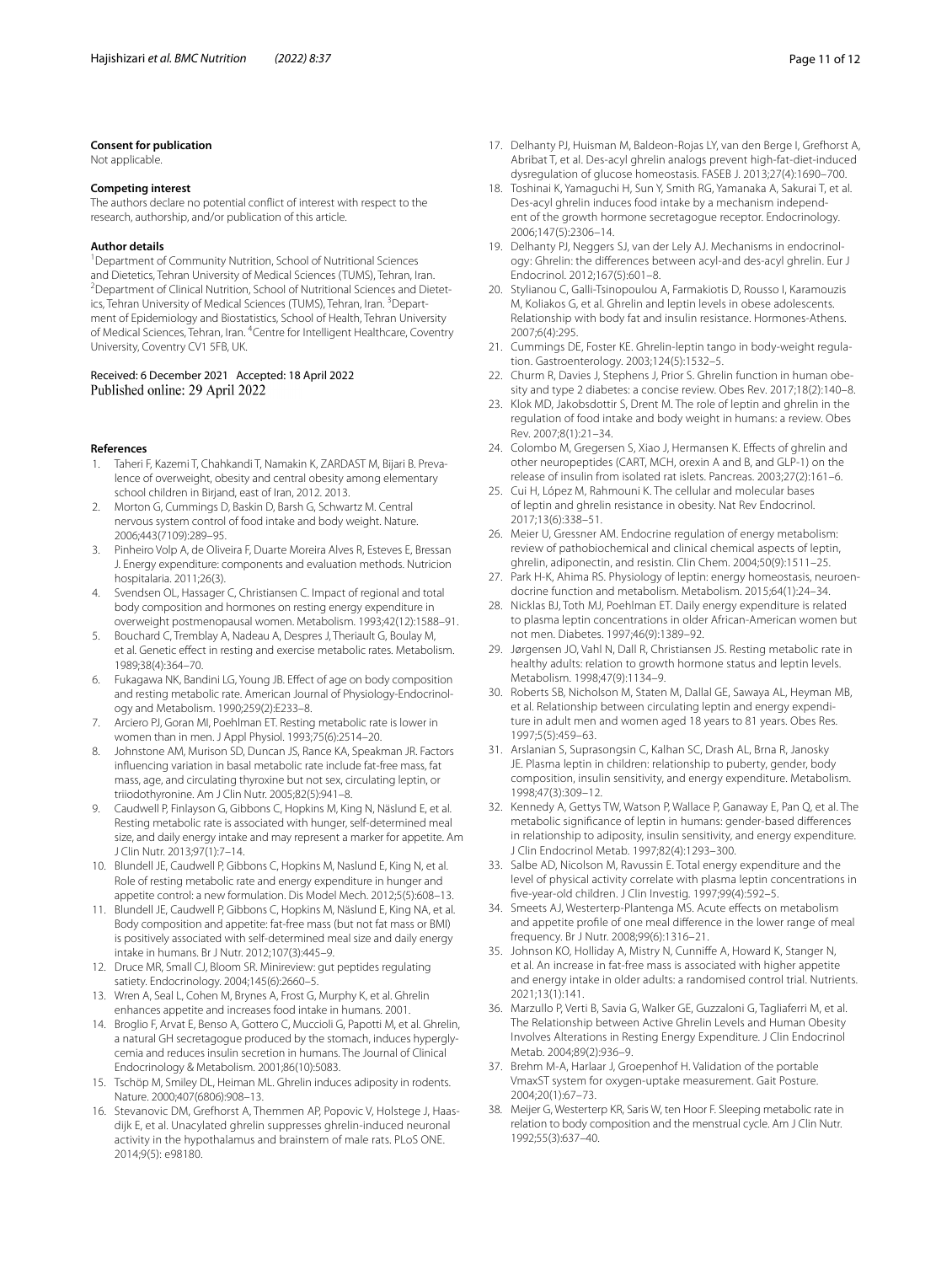#### Consent for publication

Not applicable.

#### Competing interest

The authors declare no potential conflict of interest with respect to the research, authorship, and/or publication of this article.

#### Author details

[1]Department of Community Nutrition, School of Nutritional Sciences and Dietetics, Tehran University of Medical Sciences (TUMS), Tehran, Iran. [2]Department of Clinical Nutrition, School of Nutritional Sciences and Dietetics, Tehran University of Medical Sciences (TUMS), Tehran, Iran. [3]Department of Epidemiology and Biostatistics, School of Health, Tehran University of Medical Sciences, Tehran, Iran. [4]Centre for Intelligent Healthcare, Coventry University, Coventry CV1 5FB, UK.

Received: 6 December 2021 Accepted: 18 April 2022
Published online: 29 April 2022

#### References

1. Taheri F, Kazemi T, Chahkandi T, Namakin K, ZARDAST M, Bijari B. Prevalence of overweight, obesity and central obesity among elementary school children in Birjand, east of Iran, 2012. 2013.
2. Morton G, Cummings D, Baskin D, Barsh G, Schwartz M. Central nervous system control of food intake and body weight. Nature. 2006;443(7109):289–95.
3. Pinheiro Volp A, de Oliveira F, Duarte Moreira Alves R, Esteves E, Bressan J. Energy expenditure: components and evaluation methods. Nutricion hospitalaria. 2011;26(3).
4. Svendsen OL, Hassager C, Christiansen C. Impact of regional and total body composition and hormones on resting energy expenditure in overweight postmenopausal women. Metabolism. 1993;42(12):1588–91.
5. Bouchard C, Tremblay A, Nadeau A, Despres J, Theriault G, Boulay M, et al. Genetic effect in resting and exercise metabolic rates. Metabolism. 1989;38(4):364–70.
6. Fukagawa NK, Bandini LG, Young JB. Effect of age on body composition and resting metabolic rate. American Journal of Physiology-Endocrinology and Metabolism. 1990;259(2):E233–8.
7. Arciero PJ, Goran MI, Poehlman ET. Resting metabolic rate is lower in women than in men. J Appl Physiol. 1993;75(6):2514–20.
8. Johnstone AM, Murison SD, Duncan JS, Rance KA, Speakman JR. Factors influencing variation in basal metabolic rate include fat-free mass, fat mass, age, and circulating thyroxine but not sex, circulating leptin, or triiodothyronine. Am J Clin Nutr. 2005;82(5):941–8.
9. Caudwell P, Finlayson G, Gibbons C, Hopkins M, King N, Näslund E, et al. Resting metabolic rate is associated with hunger, self-determined meal size, and daily energy intake and may represent a marker for appetite. Am J Clin Nutr. 2013;97(1):7–14.
10. Blundell JE, Caudwell P, Gibbons C, Hopkins M, Naslund E, King N, et al. Role of resting metabolic rate and energy expenditure in hunger and appetite control: a new formulation. Dis Model Mech. 2012;5(5):608–13.
11. Blundell JE, Caudwell P, Gibbons C, Hopkins M, Näslund E, King NA, et al. Body composition and appetite: fat-free mass (but not fat mass or BMI) is positively associated with self-determined meal size and daily energy intake in humans. Br J Nutr. 2012;107(3):445–9.
12. Druce MR, Small CJ, Bloom SR. Minireview: gut peptides regulating satiety. Endocrinology. 2004;145(6):2660–5.
13. Wren A, Seal L, Cohen M, Brynes A, Frost G, Murphy K, et al. Ghrelin enhances appetite and increases food intake in humans. 2001.
14. Broglio F, Arvat E, Benso A, Gottero C, Muccioli G, Papotti M, et al. Ghrelin, a natural GH secretagogue produced by the stomach, induces hyperglycemia and reduces insulin secretion in humans. The Journal of Clinical Endocrinology & Metabolism. 2001;86(10):5083.
15. Tschöp M, Smiley DL, Heiman ML. Ghrelin induces adiposity in rodents. Nature. 2000;407(6806):908–13.
16. Stevanovic DM, Grefhorst A, Themmen AP, Popovic V, Holstege J, Haasdijk E, et al. Unacylated ghrelin suppresses ghrelin-induced neuronal activity in the hypothalamus and brainstem of male rats. PLoS ONE. 2014;9(5): e98180.
17. Delhanty PJ, Huisman M, Baldeon-Rojas LY, van den Berge I, Grefhorst A, Abribat T, et al. Des-acyl ghrelin analogs prevent high-fat-diet-induced dysregulation of glucose homeostasis. FASEB J. 2013;27(4):1690–700.
18. Toshinai K, Yamaguchi H, Sun Y, Smith RG, Yamanaka A, Sakurai T, et al. Des-acyl ghrelin induces food intake by a mechanism independent of the growth hormone secretagogue receptor. Endocrinology. 2006;147(5):2306–14.
19. Delhanty PJ, Neggers SJ, van der Lely AJ. Mechanisms in endocrinology: Ghrelin: the differences between acyl-and des-acyl ghrelin. Eur J Endocrinol. 2012;167(5):601–8.
20. Stylianou C, Galli-Tsinopoulou A, Farmakiotis D, Rousso I, Karamouzis M, Koliakos G, et al. Ghrelin and leptin levels in obese adolescents. Relationship with body fat and insulin resistance. Hormones-Athens. 2007;6(4):295.
21. Cummings DE, Foster KE. Ghrelin-leptin tango in body-weight regulation. Gastroenterology. 2003;124(5):1532–5.
22. Churm R, Davies J, Stephens J, Prior S. Ghrelin function in human obesity and type 2 diabetes: a concise review. Obes Rev. 2017;18(2):140–8.
23. Klok MD, Jakobsdottir S, Drent M. The role of leptin and ghrelin in the regulation of food intake and body weight in humans: a review. Obes Rev. 2007;8(1):21–34.
24. Colombo M, Gregersen S, Xiao J, Hermansen K. Effects of ghrelin and other neuropeptides (CART, MCH, orexin A and B, and GLP-1) on the release of insulin from isolated rat islets. Pancreas. 2003;27(2):161–6.
25. Cui H, López M, Rahmouni K. The cellular and molecular bases of leptin and ghrelin resistance in obesity. Nat Rev Endocrinol. 2017;13(6):338–51.
26. Meier U, Gressner AM. Endocrine regulation of energy metabolism: review of pathobiochemical and clinical chemical aspects of leptin, ghrelin, adiponectin, and resistin. Clin Chem. 2004;50(9):1511–25.
27. Park H-K, Ahima RS. Physiology of leptin: energy homeostasis, neuroendocrine function and metabolism. Metabolism. 2015;64(1):24–34.
28. Nicklas BJ, Toth MJ, Poehlman ET. Daily energy expenditure is related to plasma leptin concentrations in older African-American women but not men. Diabetes. 1997;46(9):1389–92.
29. Jørgensen JO, Vahl N, Dall R, Christiansen JS. Resting metabolic rate in healthy adults: relation to growth hormone status and leptin levels. Metabolism. 1998;47(9):1134–9.
30. Roberts SB, Nicholson M, Staten M, Dallal GE, Sawaya AL, Heyman MB, et al. Relationship between circulating leptin and energy expenditure in adult men and women aged 18 years to 81 years. Obes Res. 1997;5(5):459–63.
31. Arslanian S, Suprasongsin C, Kalhan SC, Drash AL, Brna R, Janosky JE. Plasma leptin in children: relationship to puberty, gender, body composition, insulin sensitivity, and energy expenditure. Metabolism. 1998;47(3):309–12.
32. Kennedy A, Gettys TW, Watson P, Wallace P, Ganaway E, Pan Q, et al. The metabolic significance of leptin in humans: gender-based differences in relationship to adiposity, insulin sensitivity, and energy expenditure. J Clin Endocrinol Metab. 1997;82(4):1293–300.
33. Salbe AD, Nicolson M, Ravussin E. Total energy expenditure and the level of physical activity correlate with plasma leptin concentrations in five-year-old children. J Clin Investig. 1997;99(4):592–5.
34. Smeets AJ, Westerterp-Plantenga MS. Acute effects on metabolism and appetite profile of one meal difference in the lower range of meal frequency. Br J Nutr. 2008;99(6):1316–21.
35. Johnson KO, Holliday A, Mistry N, Cunniffe A, Howard K, Stanger N, et al. An increase in fat-free mass is associated with higher appetite and energy intake in older adults: a randomised control trial. Nutrients. 2021;13(1):141.
36. Marzullo P, Verti B, Savia G, Walker GE, Guzzaloni G, Tagliaferri M, et al. The Relationship between Active Ghrelin Levels and Human Obesity Involves Alterations in Resting Energy Expenditure. J Clin Endocrinol Metab. 2004;89(2):936–9.
37. Brehm M-A, Harlaar J, Groepenhof H. Validation of the portable VmaxST system for oxygen-uptake measurement. Gait Posture. 2004;20(1):67–73.
38. Meijer G, Westerterp KR, Saris W, ten Hoor F. Sleeping metabolic rate in relation to body composition and the menstrual cycle. Am J Clin Nutr. 1992;55(3):637–40.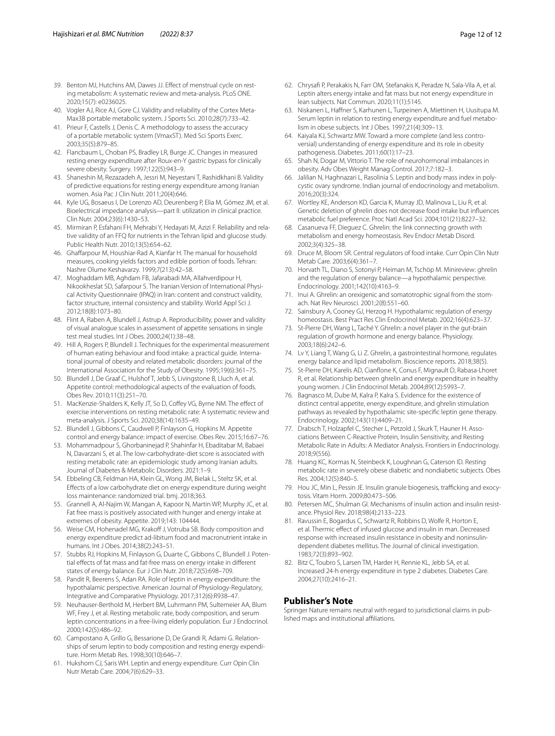39. Benton MJ, Hutchins AM, Dawes JJ. Effect of menstrual cycle on resting metabolism: A systematic review and meta-analysis. PLoS ONE. 2020;15(7): e0236025.
40. Vogler AJ, Rice AJ, Gore CJ. Validity and reliability of the Cortex MetaMax3B portable metabolic system. J Sports Sci. 2010;28(7):733–42.
41. Prieur F, Castells J, Denis C. A methodology to assess the accuracy of a portable metabolic system (VmaxST). Med Sci Sports Exerc. 2003;35(5):879–85.
42. Flancbaum L, Choban PS, Bradley LR, Burge JC. Changes in measured resting energy expenditure after Roux-en-Y gastric bypass for clinically severe obesity. Surgery. 1997;122(5):943–9.
43. Shaneshin M, Rezazadeh A, Jessri M, Neyestani T, Rashidkhani B. Validity of predictive equations for resting energy expenditure among Iranian women. Asia Pac J Clin Nutr. 2011;20(4):646.
44. Kyle UG, Bosaeus I, De Lorenzo AD, Deurenberg P, Elia M, Gómez JM, et al. Bioelectrical impedance analysis—part II: utilization in clinical practice. Clin Nutr. 2004;23(6):1430–53.
45. Mirmiran P, Esfahani FH, Mehrabi Y, Hedayati M, Azizi F. Reliability and relative validity of an FFQ for nutrients in the Tehran lipid and glucose study. Public Health Nutr. 2010;13(5):654–62.
46. Ghaffarpour M, Houshiar-Rad A, Kianfar H. The manual for household measures, cooking yields factors and edible portion of foods. Tehran: Nashre Olume Keshavarzy. 1999;7(213):42–58.
47. Moghaddam MB, Aghdam FB, Jafarabadi MA, Allahverdipour H, Nikookheslat SD, Safarpour S. The Iranian Version of International Physical Activity Questionnaire (IPAQ) in Iran: content and construct validity, factor structure, internal consistency and stability. World Appl Sci J. 2012;18(8):1073–80.
48. Flint A, Raben A, Blundell J, Astrup A. Reproducibility, power and validity of visual analogue scales in assessment of appetite sensations in single test meal studies. Int J Obes. 2000;24(1):38–48.
49. Hill A, Rogers P, Blundell J. Techniques for the experimental measurement of human eating behaviour and food intake: a practical guide. International journal of obesity and related metabolic disorders: journal of the International Association for the Study of Obesity. 1995;19(6):361–75.
50. Blundell J, De Graaf C, Hulshof T, Jebb S, Livingstone B, Lluch A, et al. Appetite control: methodological aspects of the evaluation of foods. Obes Rev. 2010;11(3):251–70.
51. MacKenzie-Shalders K, Kelly JT, So D, Coffey VG, Byrne NM. The effect of exercise interventions on resting metabolic rate: A systematic review and meta-analysis. J Sports Sci. 2020;38(14):1635–49.
52. Blundell J, Gibbons C, Caudwell P, Finlayson G, Hopkins M. Appetite control and energy balance: impact of exercise. Obes Rev. 2015;16:67–76.
53. Mohammadpour S, Ghorbaninejad P, Shahinfar H, Ebaditabar M, Babaei N, Davarzani S, et al. The low-carbohydrate-diet score is associated with resting metabolic rate: an epidemiologic study among Iranian adults. Journal of Diabetes & Metabolic Disorders. 2021:1–9.
54. Ebbeling CB, Feldman HA, Klein GL, Wong JM, Bielak L, Steltz SK, et al. Effects of a low carbohydrate diet on energy expenditure during weight loss maintenance: randomized trial. bmj. 2018;363.
55. Grannell A, Al-Najim W, Mangan A, Kapoor N, Martin WP, Murphy JC, et al. Fat free mass is positively associated with hunger and energy intake at extremes of obesity. Appetite. 2019;143: 104444.
56. Weise CM, Hohenadel MG, Krakoff J, Votruba SB. Body composition and energy expenditure predict ad-libitum food and macronutrient intake in humans. Int J Obes. 2014;38(2):243–51.
57. Stubbs RJ, Hopkins M, Finlayson G, Duarte C, Gibbons C, Blundell J. Potential effects of fat mass and fat-free mass on energy intake in different states of energy balance. Eur J Clin Nutr. 2018;72(5):698–709.
58. Pandit R, Beerens S, Adan RA. Role of leptin in energy expenditure: the hypothalamic perspective. American Journal of Physiology-Regulatory, Integrative and Comparative Physiology. 2017;312(6):R938–47.
59. Neuhauser-Berthold M, Herbert BM, Luhrmann PM, Sultemeier AA, Blum WF, Frey J, et al. Resting metabolic rate, body composition, and serum leptin concentrations in a free-living elderly population. Eur J Endocrinol. 2000;142(5):486–92.
60. Campostano A, Grillo G, Bessarione D, De Grandi R, Adami G. Relationships of serum leptin to body composition and resting energy expenditure. Horm Metab Res. 1998;30(10):646–7.
61. Hukshorn CJ, Saris WH. Leptin and energy expenditure. Curr Opin Clin Nutr Metab Care. 2004;7(6):629–33.
62. Chrysafi P, Perakakis N, Farr OM, Stefanakis K, Peradze N, Sala-Vila A, et al. Leptin alters energy intake and fat mass but not energy expenditure in lean subjects. Nat Commun. 2020;11(1):5145.
63. Niskanen L, Haffner S, Karhunen L, Turpeinen A, Miettinen H, Uusitupa M. Serum leptin in relation to resting energy expenditure and fuel metabolism in obese subjects. Int J Obes. 1997;21(4):309–13.
64. Kaiyala KJ, Schwartz MW. Toward a more complete (and less controversial) understanding of energy expenditure and its role in obesity pathogenesis. Diabetes. 2011;60(1):17–23.
65. Shah N, Dogar M, Vittorio T. The role of neurohormonal imbalances in obesity. Adv Obes Weight Manag Control. 2017;7:182–3.
66. Jalilian N, Haghnazari L, Rasolinia S. Leptin and body mass index in polycystic ovary syndrome. Indian journal of endocrinology and metabolism. 2016;20(3):324.
67. Wortley KE, Anderson KD, Garcia K, Murray JD, Malinova L, Liu R, et al. Genetic deletion of ghrelin does not decrease food intake but influences metabolic fuel preference. Proc Natl Acad Sci. 2004;101(21):8227–32.
68. Casanueva FF, Dieguez C. Ghrelin: the link connecting growth with metabolism and energy homeostasis. Rev Endocr Metab Disord. 2002;3(4):325–38.
69. Druce M, Bloom SR. Central regulators of food intake. Curr Opin Clin Nutr Metab Care. 2003;6(4):361–7.
70. Horvath TL, Diano S, Sotonyi P, Heiman M, Tschöp M. Minireview: ghrelin and the regulation of energy balance—a hypothalamic perspective. Endocrinology. 2001;142(10):4163–9.
71. Inui A. Ghrelin: an orexigenic and somatotrophic signal from the stomach. Nat Rev Neurosci. 2001;2(8):551–60.
72. Sainsbury A, Cooney GJ, Herzog H. Hypothalamic regulation of energy homeostasis. Best Pract Res Clin Endocrinol Metab. 2002;16(4):623–37.
73. St-Pierre DH, Wang L, Taché Y. Ghrelin: a novel player in the gut-brain regulation of growth hormone and energy balance. Physiology. 2003;18(6):242–6.
74. Lv Y, Liang T, Wang G, Li Z. Ghrelin, a gastrointestinal hormone, regulates energy balance and lipid metabolism. Bioscience reports. 2018;38(5).
75. St-Pierre DH, Karelis AD, Cianflone K, Conus F, Mignault D, Rabasa-Lhoret R, et al. Relationship between ghrelin and energy expenditure in healthy young women. J Clin Endocrinol Metab. 2004;89(12):5993–7.
76. Bagnasco M, Dube M, Kalra P, Kalra S. Evidence for the existence of distinct central appetite, energy expenditure, and ghrelin stimulation pathways as revealed by hypothalamic site-specific leptin gene therapy. Endocrinology. 2002;143(11):4409–21.
77. Drabsch T, Holzapfel C, Stecher L, Petzold J, Skurk T, Hauner H. Associations Between C-Reactive Protein, Insulin Sensitivity, and Resting Metabolic Rate in Adults: A Mediator Analysis. Frontiers in Endocrinology. 2018;9(556).
78. Huang KC, Kormas N, Steinbeck K, Loughnan G, Caterson ID. Resting metabolic rate in severely obese diabetic and nondiabetic subjects. Obes Res. 2004;12(5):840–5.
79. Hou JC, Min L, Pessin JE. Insulin granule biogenesis, trafficking and exocytosis. Vitam Horm. 2009;80:473–506.
80. Petersen MC, Shulman GI. Mechanisms of insulin action and insulin resistance. Physiol Rev. 2018;98(4):2133–223.
81. Ravussin E, Bogardus C, Schwartz R, Robbins D, Wolfe R, Horton E, et al. Thermic effect of infused glucose and insulin in man. Decreased response with increased insulin resistance in obesity and noninsulin-dependent diabetes mellitus. The Journal of clinical investigation. 1983;72(3):893–902.
82. Bitz C, Toubro S, Larsen TM, Harder H, Rennie KL, Jebb SA, et al. Increased 24-h energy expenditure in type 2 diabetes. Diabetes Care. 2004;27(10):2416–21.

## Publisher's Note

Springer Nature remains neutral with regard to jurisdictional claims in published maps and institutional affiliations.